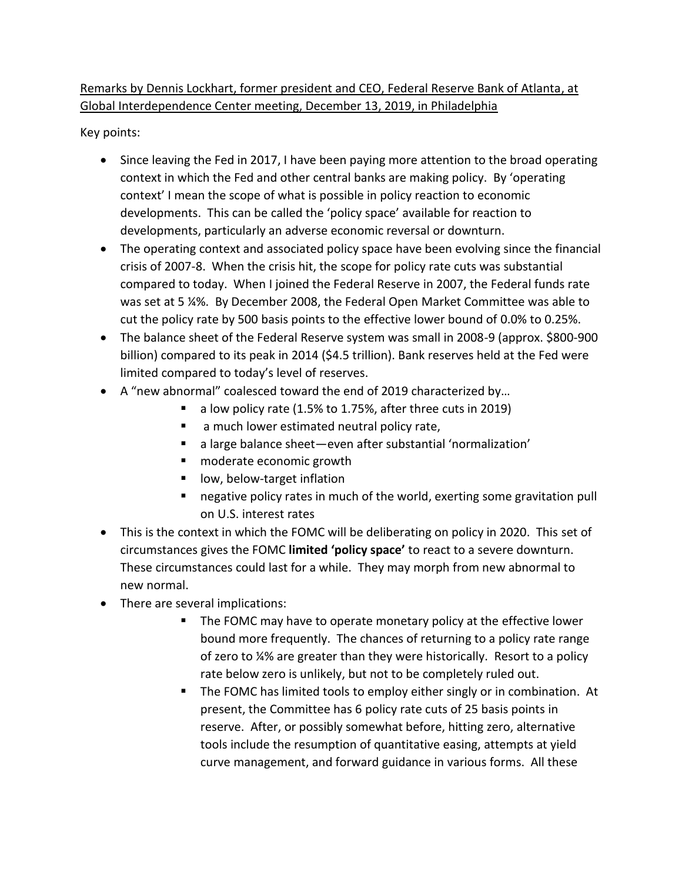Remarks by Dennis Lockhart, former president and CEO, Federal Reserve Bank of Atlanta, at Global Interdependence Center meeting, December 13, 2019, in Philadelphia

Key points:

- Since leaving the Fed in 2017, I have been paying more attention to the broad operating context in which the Fed and other central banks are making policy. By 'operating context' I mean the scope of what is possible in policy reaction to economic developments. This can be called the 'policy space' available for reaction to developments, particularly an adverse economic reversal or downturn.
- The operating context and associated policy space have been evolving since the financial crisis of 2007-8. When the crisis hit, the scope for policy rate cuts was substantial compared to today. When I joined the Federal Reserve in 2007, the Federal funds rate was set at 5 ¼%. By December 2008, the Federal Open Market Committee was able to cut the policy rate by 500 basis points to the effective lower bound of 0.0% to 0.25%.
- The balance sheet of the Federal Reserve system was small in 2008-9 (approx. $800-900 billion) compared to its peak in 2014 ($4.5 trillion). Bank reserves held at the Fed were limited compared to today's level of reserves.
- A "new abnormal" coalesced toward the end of 2019 characterized by…
  - a low policy rate (1.5% to 1.75%, after three cuts in 2019)
  - a much lower estimated neutral policy rate,
  - a large balance sheet—even after substantial 'normalization'
  - moderate economic growth
  - low, below-target inflation
  - negative policy rates in much of the world, exerting some gravitation pull on U.S. interest rates
- This is the context in which the FOMC will be deliberating on policy in 2020. This set of circumstances gives the FOMC **limited 'policy space'** to react to a severe downturn. These circumstances could last for a while. They may morph from new abnormal to new normal.
- There are several implications:
  - The FOMC may have to operate monetary policy at the effective lower bound more frequently. The chances of returning to a policy rate range of zero to ¼% are greater than they were historically. Resort to a policy rate below zero is unlikely, but not to be completely ruled out.
  - The FOMC has limited tools to employ either singly or in combination. At present, the Committee has 6 policy rate cuts of 25 basis points in reserve. After, or possibly somewhat before, hitting zero, alternative tools include the resumption of quantitative easing, attempts at yield curve management, and forward guidance in various forms. All these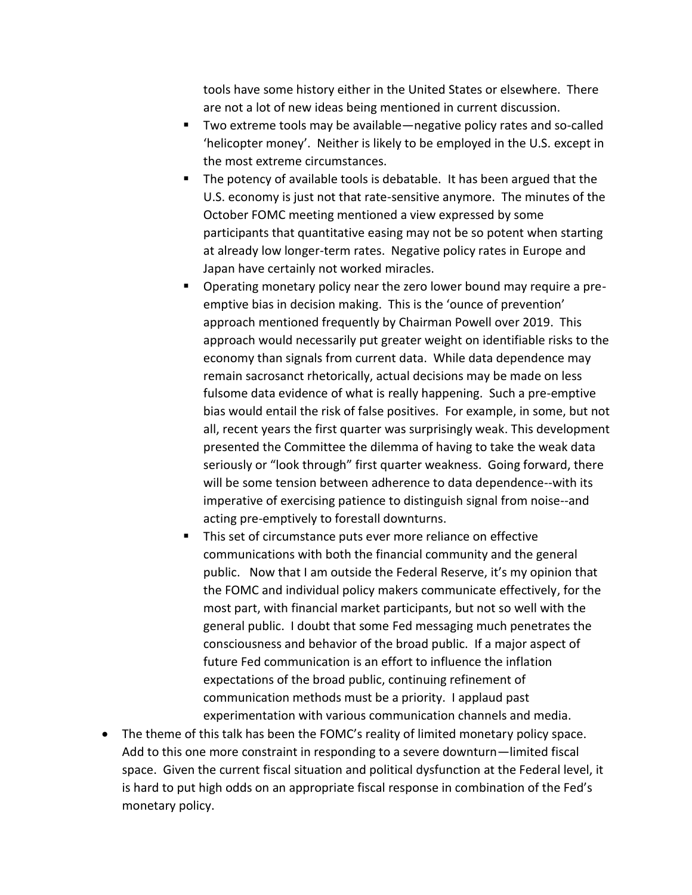tools have some history either in the United States or elsewhere. There are not a lot of new ideas being mentioned in current discussion.

    - Two extreme tools may be available—negative policy rates and so-called 'helicopter money'. Neither is likely to be employed in the U.S. except in the most extreme circumstances.
    - The potency of available tools is debatable. It has been argued that the U.S. economy is just not that rate-sensitive anymore. The minutes of the October FOMC meeting mentioned a view expressed by some participants that quantitative easing may not be so potent when starting at already low longer-term rates. Negative policy rates in Europe and Japan have certainly not worked miracles.
    - Operating monetary policy near the zero lower bound may require a pre-emptive bias in decision making. This is the 'ounce of prevention' approach mentioned frequently by Chairman Powell over 2019. This approach would necessarily put greater weight on identifiable risks to the economy than signals from current data. While data dependence may remain sacrosanct rhetorically, actual decisions may be made on less fulsome data evidence of what is really happening. Such a pre-emptive bias would entail the risk of false positives. For example, in some, but not all, recent years the first quarter was surprisingly weak. This development presented the Committee the dilemma of having to take the weak data seriously or "look through" first quarter weakness. Going forward, there will be some tension between adherence to data dependence--with its imperative of exercising patience to distinguish signal from noise--and acting pre-emptively to forestall downturns.
    - This set of circumstance puts ever more reliance on effective communications with both the financial community and the general public. Now that I am outside the Federal Reserve, it's my opinion that the FOMC and individual policy makers communicate effectively, for the most part, with financial market participants, but not so well with the general public. I doubt that some Fed messaging much penetrates the consciousness and behavior of the broad public. If a major aspect of future Fed communication is an effort to influence the inflation expectations of the broad public, continuing refinement of communication methods must be a priority. I applaud past experimentation with various communication channels and media.

- The theme of this talk has been the FOMC's reality of limited monetary policy space. Add to this one more constraint in responding to a severe downturn—limited fiscal space. Given the current fiscal situation and political dysfunction at the Federal level, it is hard to put high odds on an appropriate fiscal response in combination of the Fed's monetary policy.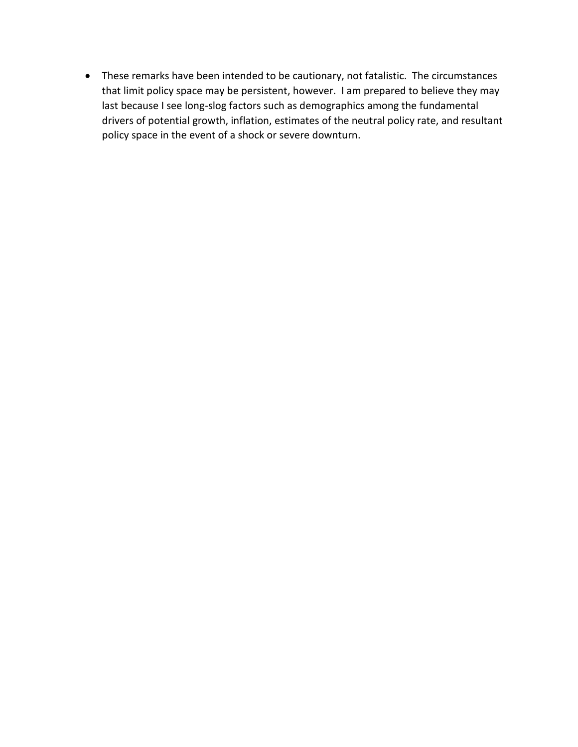- These remarks have been intended to be cautionary, not fatalistic. The circumstances that limit policy space may be persistent, however. I am prepared to believe they may last because I see long-slog factors such as demographics among the fundamental drivers of potential growth, inflation, estimates of the neutral policy rate, and resultant policy space in the event of a shock or severe downturn.